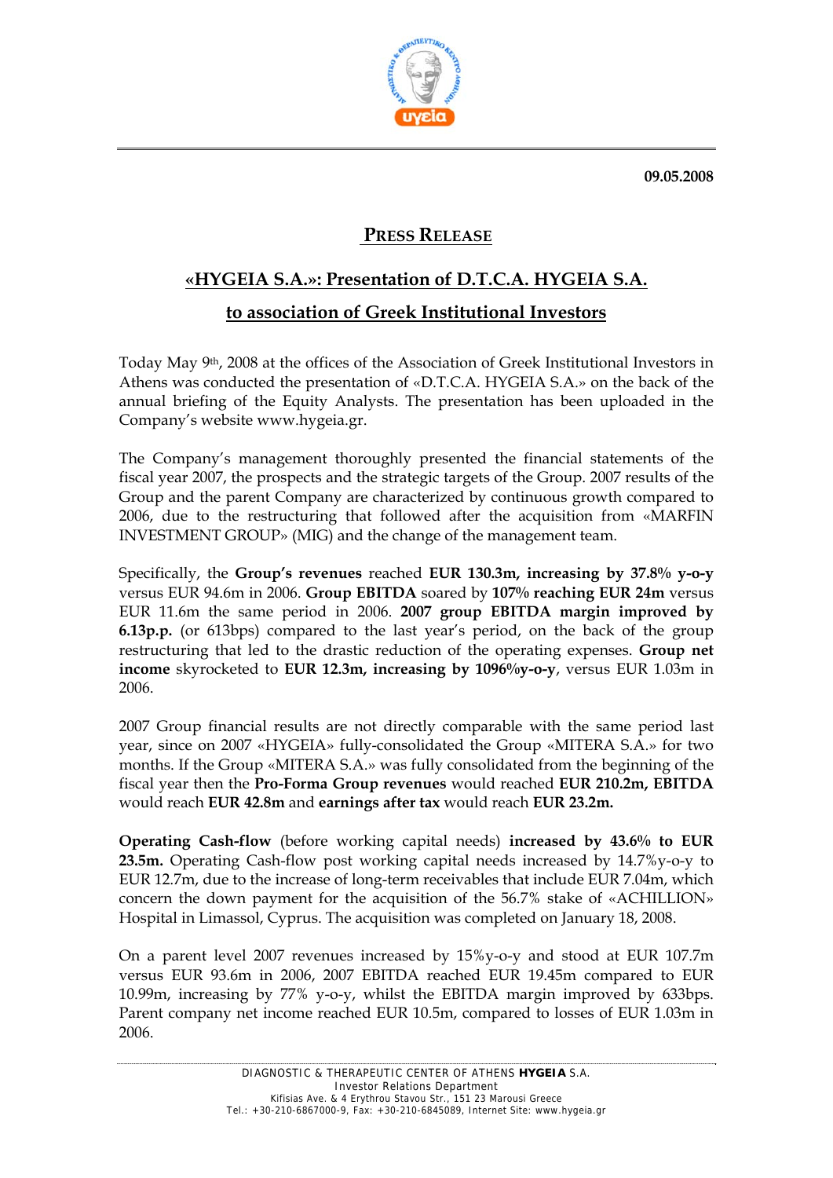09.05.2008

# PRESS RELEASE

## «HYGEIA S.A.»: Presentation of D.T.C.A. HYGEIA S.A. to association of Greek Institutional Investors

Today May 9th, 2008 at the offices of the Association of Greek Institutional Investors in Athens was conducted the presentation of «D.T.C.A. HYGEIA S.A.» on the back of the annual briefing of the Equity Analysts. The presentation has been uploaded in the Company's website www.hygeia.gr.

The Company's management thoroughly presented the financial statements of the fiscal year 2007, the prospects and the strategic targets of the Group. 2007 results of the Group and the parent Company are characterized by continuous growth compared to 2006, due to the restructuring that followed after the acquisition from «MARFIN INVESTMENT GROUP» (MIG) and the change of the management team.

Specifically, the **Group's revenues** reached **EUR 130.3m, increasing by 37.8% y-o-y** versus EUR 94.6m in 2006. **Group EBITDA** soared by **107% reaching EUR 24m** versus EUR 11.6m the same period in 2006. **2007 group EBITDA margin improved by 6.13p.p.** (or 613bps) compared to the last year's period, on the back of the group restructuring that led to the drastic reduction of the operating expenses. **Group net income** skyrocketed to **EUR 12.3m, increasing by 1096%y-o-y**, versus EUR 1.03m in 2006.

2007 Group financial results are not directly comparable with the same period last year, since on 2007 «HYGEIA» fully-consolidated the Group «MITERA S.A.» for two months. If the Group «MITERA S.A.» was fully consolidated from the beginning of the fiscal year then the **Pro-Forma Group revenues** would reached **EUR 210.2m, EBITDA** would reach **EUR 42.8m** and **earnings after tax** would reach **EUR 23.2m.**

**Operating Cash-flow** (before working capital needs) **increased by 43.6% to EUR 23.5m.** Operating Cash-flow post working capital needs increased by 14.7%y-o-y to EUR 12.7m, due to the increase of long-term receivables that include EUR 7.04m, which concern the down payment for the acquisition of the 56.7% stake of «ACHILLION» Hospital in Limassol, Cyprus. The acquisition was completed on January 18, 2008.

On a parent level 2007 revenues increased by 15%y-o-y and stood at EUR 107.7m versus EUR 93.6m in 2006, 2007 EBITDA reached EUR 19.45m compared to EUR 10.99m, increasing by 77% y-o-y, whilst the EBITDA margin improved by 633bps. Parent company net income reached EUR 10.5m, compared to losses of EUR 1.03m in 2006.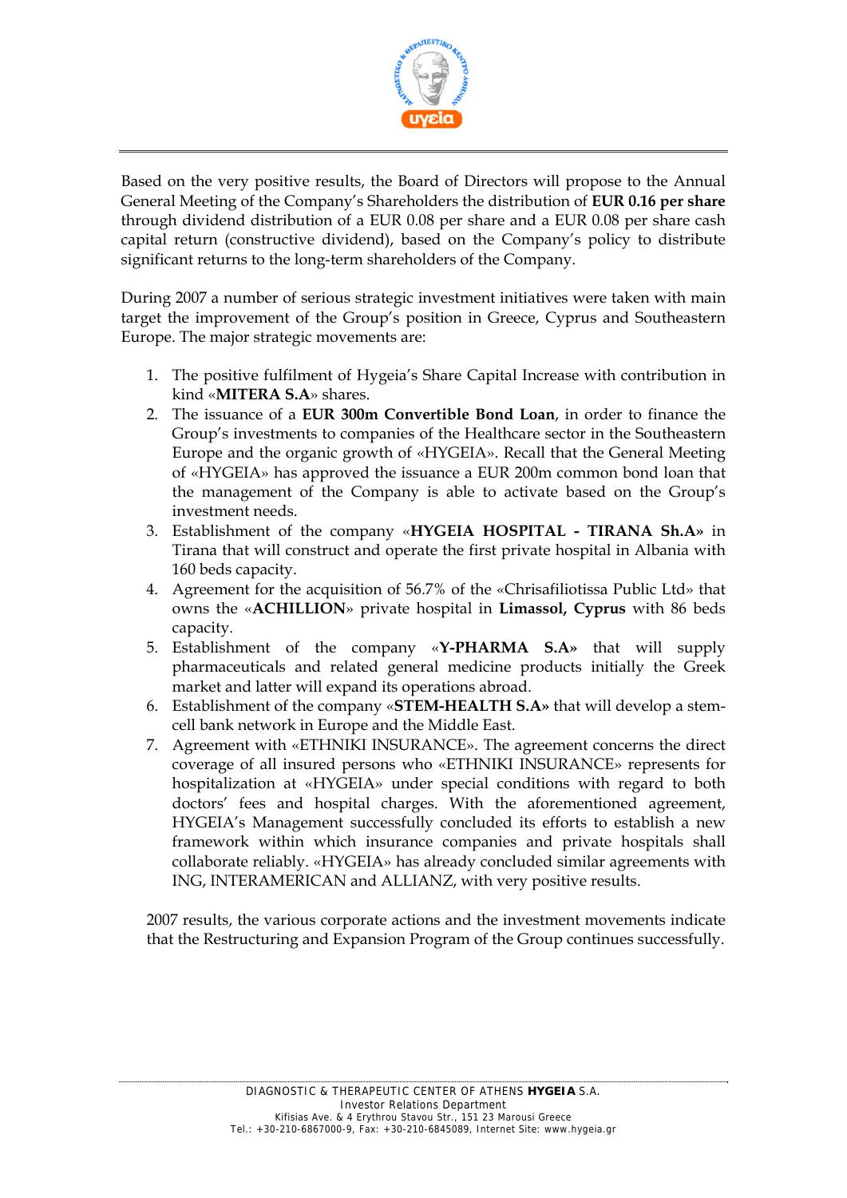Based on the very positive results, the Board of Directors will propose to the Annual General Meeting of the Company's Shareholders the distribution of **EUR 0.16 per share** through dividend distribution of a EUR 0.08 per share and a EUR 0.08 per share cash capital return (constructive dividend), based on the Company's policy to distribute significant returns to the long-term shareholders of the Company.

During 2007 a number of serious strategic investment initiatives were taken with main target the improvement of the Group's position in Greece, Cyprus and Southeastern Europe. The major strategic movements are:

1. The positive fulfilment of Hygeia's Share Capital Increase with contribution in kind «**MITERA S.A**» shares.
2. The issuance of a **EUR 300m Convertible Bond Loan**, in order to finance the Group's investments to companies of the Healthcare sector in the Southeastern Europe and the organic growth of «HYGEIA». Recall that the General Meeting of «HYGEIA» has approved the issuance a EUR 200m common bond loan that the management of the Company is able to activate based on the Group's investment needs.
3. Establishment of the company «**HYGEIA HOSPITAL - TIRANA Sh.A»** in Tirana that will construct and operate the first private hospital in Albania with 160 beds capacity.
4. Agreement for the acquisition of 56.7% of the «Chrisafiliotissa Public Ltd» that owns the «**ACHILLION**» private hospital in **Limassol, Cyprus** with 86 beds capacity.
5. Establishment of the company «**Y-PHARMA S.A»** that will supply pharmaceuticals and related general medicine products initially the Greek market and latter will expand its operations abroad.
6. Establishment of the company «**STEM-HEALTH S.A»** that will develop a stem-cell bank network in Europe and the Middle East.
7. Agreement with «ETHNIKI INSURANCE». The agreement concerns the direct coverage of all insured persons who «ETHNIKI INSURANCE» represents for hospitalization at «HYGEIA» under special conditions with regard to both doctors' fees and hospital charges. With the aforementioned agreement, HYGEIA's Management successfully concluded its efforts to establish a new framework within which insurance companies and private hospitals shall collaborate reliably. «HYGEIA» has already concluded similar agreements with ING, INTERAMERICAN and ALLIANZ, with very positive results.

2007 results, the various corporate actions and the investment movements indicate that the Restructuring and Expansion Program of the Group continues successfully.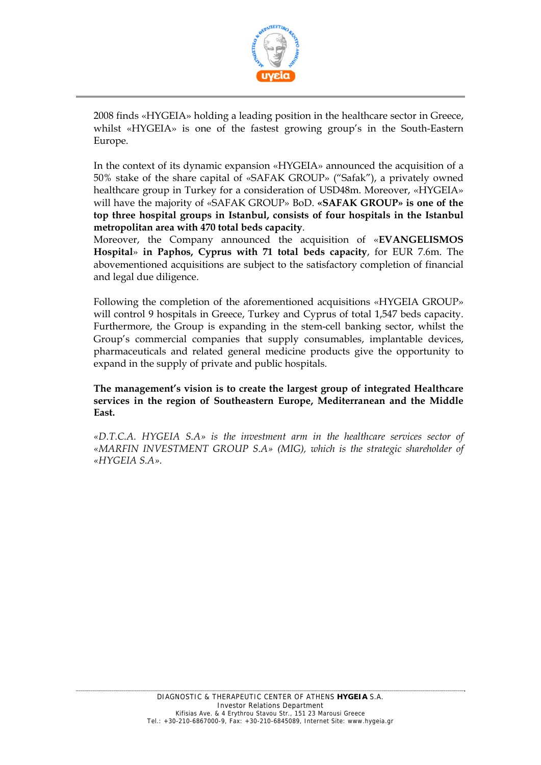2008 finds «HYGEIA» holding a leading position in the healthcare sector in Greece, whilst «HYGEIA» is one of the fastest growing group's in the South-Eastern Europe.

In the context of its dynamic expansion «HYGEIA» announced the acquisition of a 50% stake of the share capital of «SAFAK GROUP» ("Safak"), a privately owned healthcare group in Turkey for a consideration of USD48m. Moreover, «HYGEIA» will have the majority of «SAFAK GROUP» BoD. **«SAFAK GROUP» is one of the top three hospital groups in Istanbul, consists of four hospitals in the Istanbul metropolitan area with 470 total beds capacity**.
Moreover, the Company announced the acquisition of «**EVANGELISMOS Hospital**» **in Paphos, Cyprus with 71 total beds capacity**, for EUR 7.6m. The abovementioned acquisitions are subject to the satisfactory completion of financial and legal due diligence.

Following the completion of the aforementioned acquisitions «HYGEIA GROUP» will control 9 hospitals in Greece, Turkey and Cyprus of total 1,547 beds capacity. Furthermore, the Group is expanding in the stem-cell banking sector, whilst the Group's commercial companies that supply consumables, implantable devices, pharmaceuticals and related general medicine products give the opportunity to expand in the supply of private and public hospitals.

**The management's vision is to create the largest group of integrated Healthcare services in the region of Southeastern Europe, Mediterranean and the Middle East.**

*«D.T.C.A. HYGEIA S.A» is the investment arm in the healthcare services sector of «MARFIN INVESTMENT GROUP S.A» (MIG), which is the strategic shareholder of «HYGEIA S.A».*